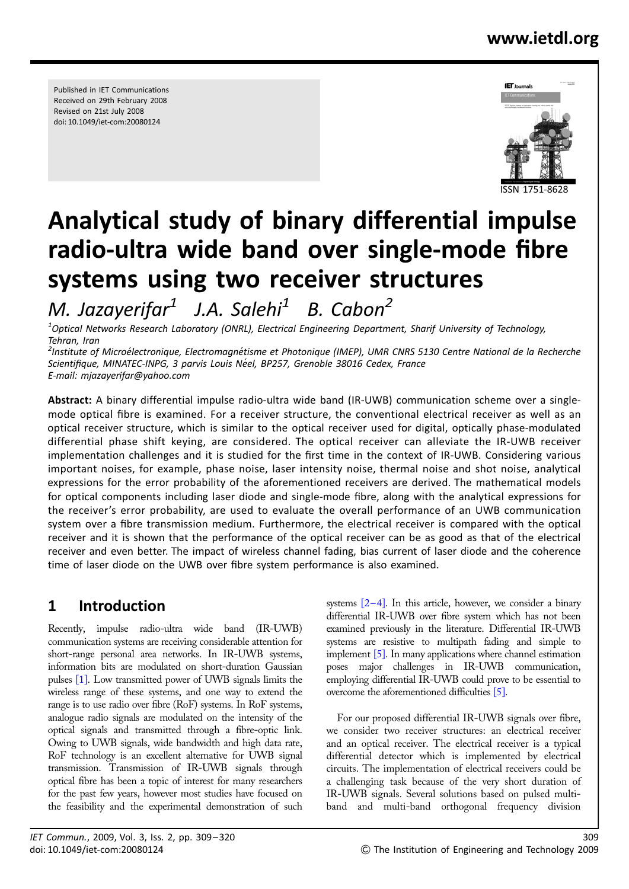Published in IET Communications
Received on 29th February 2008
Revised on 21st July 2008
doi: 10.1049/iet-com:20080124

ISSN 1751-8628

# Analytical study of binary differential impulse radio-ultra wide band over single-mode fibre systems using two receiver structures

*M. Jazayerifar[1] J.A. Salehi[1] B. Cabon[2]*

[1]*Optical Networks Research Laboratory (ONRL), Electrical Engineering Department, Sharif University of Technology, Tehran, Iran*

[2]*Institute of Microélectronique, Electromagnétisme et Photonique (IMEP), UMR CNRS 5130 Centre National de la Recherche Scientifique, MINATEC-INPG, 3 parvis Louis Néel, BP257, Grenoble 38016 Cedex, France*

*E-mail: mjazayerifar@yahoo.com*

**Abstract:** A binary differential impulse radio-ultra wide band (IR-UWB) communication scheme over a single-mode optical fibre is examined. For a receiver structure, the conventional electrical receiver as well as an optical receiver structure, which is similar to the optical receiver used for digital, optically phase-modulated differential phase shift keying, are considered. The optical receiver can alleviate the IR-UWB receiver implementation challenges and it is studied for the first time in the context of IR-UWB. Considering various important noises, for example, phase noise, laser intensity noise, thermal noise and shot noise, analytical expressions for the error probability of the aforementioned receivers are derived. The mathematical models for optical components including laser diode and single-mode fibre, along with the analytical expressions for the receiver's error probability, are used to evaluate the overall performance of an UWB communication system over a fibre transmission medium. Furthermore, the electrical receiver is compared with the optical receiver and it is shown that the performance of the optical receiver can be as good as that of the electrical receiver and even better. The impact of wireless channel fading, bias current of laser diode and the coherence time of laser diode on the UWB over fibre system performance is also examined.

## 1 Introduction

Recently, impulse radio-ultra wide band (IR-UWB) communication systems are receiving considerable attention for short-range personal area networks. In IR-UWB systems, information bits are modulated on short-duration Gaussian pulses [1]. Low transmitted power of UWB signals limits the wireless range of these systems, and one way to extend the range is to use radio over fibre (RoF) systems. In RoF systems, analogue radio signals are modulated on the intensity of the optical signals and transmitted through a fibre-optic link. Owing to UWB signals, wide bandwidth and high data rate, RoF technology is an excellent alternative for UWB signal transmission. Transmission of IR-UWB signals through optical fibre has been a topic of interest for many researchers for the past few years, however most studies have focused on the feasibility and the experimental demonstration of such systems [2–4]. In this article, however, we consider a binary differential IR-UWB over fibre system which has not been examined previously in the literature. Differential IR-UWB systems are resistive to multipath fading and simple to implement [5]. In many applications where channel estimation poses major challenges in IR-UWB communication, employing differential IR-UWB could prove to be essential to overcome the aforementioned difficulties [5].

For our proposed differential IR-UWB signals over fibre, we consider two receiver structures: an electrical receiver and an optical receiver. The electrical receiver is a typical differential detector which is implemented by electrical circuits. The implementation of electrical receivers could be a challenging task because of the very short duration of IR-UWB signals. Several solutions based on pulsed multi-band and multi-band orthogonal frequency division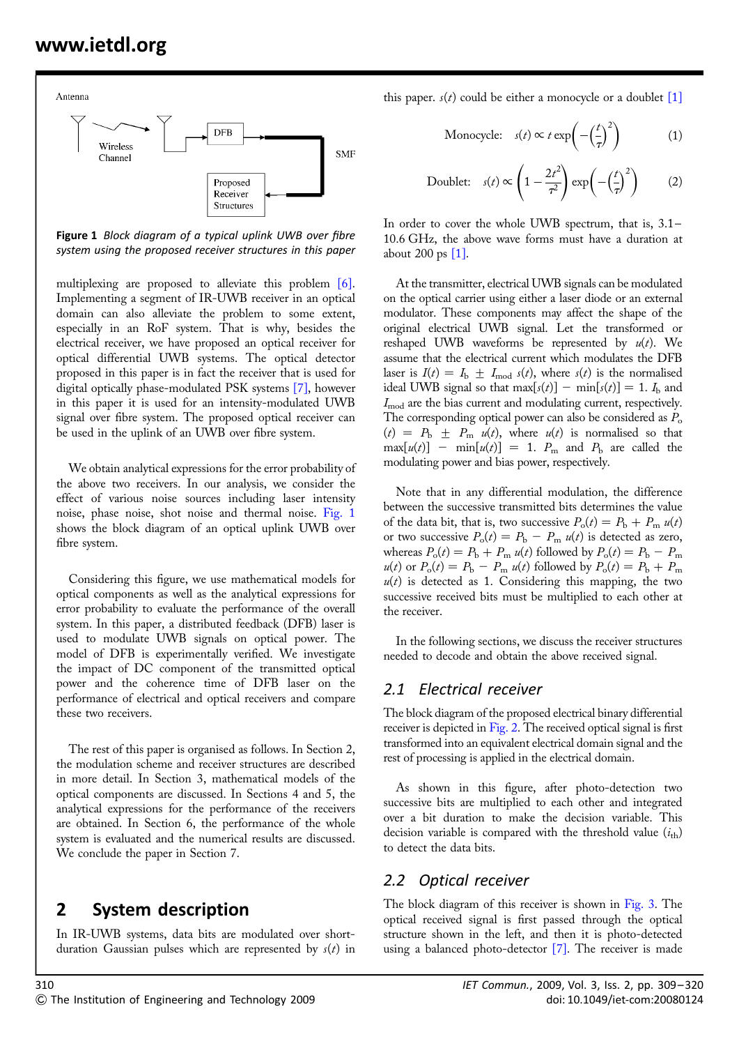Figure 1 *Block diagram of a typical uplink UWB over fibre system using the proposed receiver structures in this paper*

multiplexing are proposed to alleviate this problem [6]. Implementing a segment of IR-UWB receiver in an optical domain can also alleviate the problem to some extent, especially in an RoF system. That is why, besides the electrical receiver, we have proposed an optical receiver for optical differential UWB systems. The optical detector proposed in this paper is in fact the receiver that is used for digital optically phase-modulated PSK systems [7], however in this paper it is used for an intensity-modulated UWB signal over fibre system. The proposed optical receiver can be used in the uplink of an UWB over fibre system.

We obtain analytical expressions for the error probability of the above two receivers. In our analysis, we consider the effect of various noise sources including laser intensity noise, phase noise, shot noise and thermal noise. Fig. 1 shows the block diagram of an optical uplink UWB over fibre system.

Considering this figure, we use mathematical models for optical components as well as the analytical expressions for error probability to evaluate the performance of the overall system. In this paper, a distributed feedback (DFB) laser is used to modulate UWB signals on optical power. The model of DFB is experimentally verified. We investigate the impact of DC component of the transmitted optical power and the coherence time of DFB laser on the performance of electrical and optical receivers and compare these two receivers.

The rest of this paper is organised as follows. In Section 2, the modulation scheme and receiver structures are described in more detail. In Section 3, mathematical models of the optical components are discussed. In Sections 4 and 5, the analytical expressions for the performance of the receivers are obtained. In Section 6, the performance of the whole system is evaluated and the numerical results are discussed. We conclude the paper in Section 7.

## 2 System description

In IR-UWB systems, data bits are modulated over short-duration Gaussian pulses which are represented by $s(t)$ in this paper. $s(t)$ could be either a monocycle or a doublet [1]

$$\text{Monocycle:} \quad s(t) \propto t \exp\left(-\left(\frac{t}{\tau}\right)^2\right) \tag{1}$$

$$\text{Doublet:} \quad s(t) \propto \left(1 - \frac{2t^2}{\tau^2}\right) \exp\left(-\left(\frac{t}{\tau}\right)^2\right) \tag{2}$$

In order to cover the whole UWB spectrum, that is, 3.1–10.6 GHz, the above wave forms must have a duration at about 200 ps [1].

At the transmitter, electrical UWB signals can be modulated on the optical carrier using either a laser diode or an external modulator. These components may affect the shape of the original electrical UWB signal. Let the transformed or reshaped UWB waveforms be represented by $u(t)$. We assume that the electrical current which modulates the DFB laser is $I(t) = I_b \pm I_{mod}\, s(t)$, where $s(t)$ is the normalised ideal UWB signal so that $\max[s(t)] - \min[s(t)] = 1$. $I_b$ and $I_{mod}$ are the bias current and modulating current, respectively. The corresponding optical power can also be considered as $P_o(t) = P_b \pm P_m\, u(t)$, where $u(t)$ is normalised so that $\max[u(t)] - \min[u(t)] = 1$. $P_m$ and $P_b$ are called the modulating power and bias power, respectively.

Note that in any differential modulation, the difference between the successive transmitted bits determines the value of the data bit, that is, two successive $P_o(t) = P_b + P_m\, u(t)$ or two successive $P_o(t) = P_b - P_m\, u(t)$ is detected as zero, whereas $P_o(t) = P_b + P_m\, u(t)$ followed by $P_o(t) = P_b - P_m\, u(t)$ or $P_o(t) = P_b - P_m\, u(t)$ followed by $P_o(t) = P_b + P_m\, u(t)$ is detected as 1. Considering this mapping, the two successive received bits must be multiplied to each other at the receiver.

In the following sections, we discuss the receiver structures needed to decode and obtain the above received signal.

### 2.1 Electrical receiver

The block diagram of the proposed electrical binary differential receiver is depicted in Fig. 2. The received optical signal is first transformed into an equivalent electrical domain signal and the rest of processing is applied in the electrical domain.

As shown in this figure, after photo-detection two successive bits are multiplied to each other and integrated over a bit duration to make the decision variable. This decision variable is compared with the threshold value ($i_{th}$) to detect the data bits.

### 2.2 Optical receiver

The block diagram of this receiver is shown in Fig. 3. The optical received signal is first passed through the optical structure shown in the left, and then it is photo-detected using a balanced photo-detector [7]. The receiver is made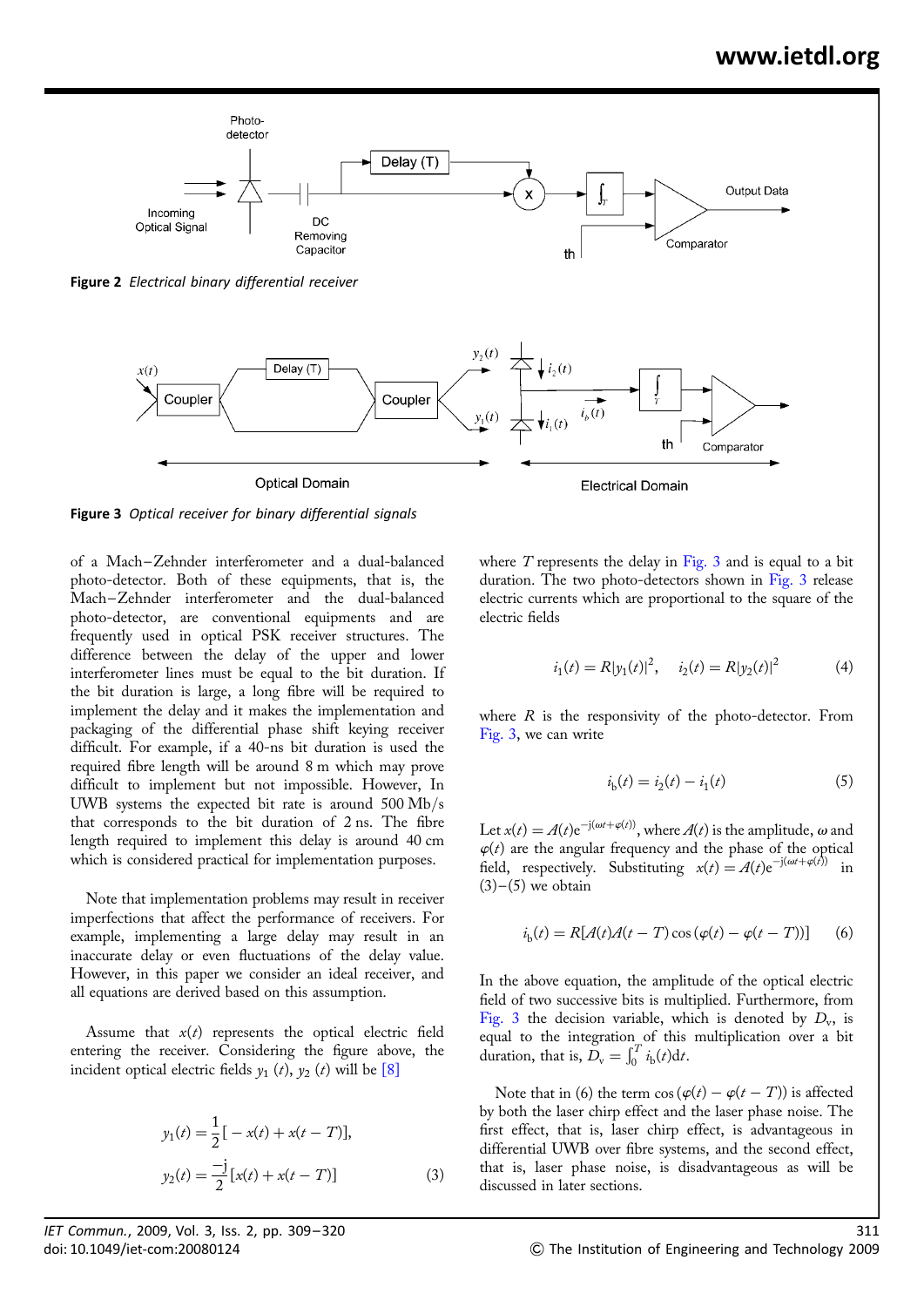**Figure 2** *Electrical binary differential receiver*

**Figure 3** *Optical receiver for binary differential signals*

of a Mach–Zehnder interferometer and a dual-balanced photo-detector. Both of these equipments, that is, the Mach–Zehnder interferometer and the dual-balanced photo-detector, are conventional optical equipments and are frequently used in optical PSK receiver structures. The difference between the delay of the upper and lower interferometer lines must be equal to the bit duration. If the bit duration is large, a long fibre will be required to implement the delay and it makes the implementation and packaging of the differential phase shift keying receiver difficult. For example, if a 40-ns bit duration is used the required fibre length will be around 8 m which may prove difficult to implement but not impossible. However, In UWB systems the expected bit rate is around 500 Mb/s that corresponds to the bit duration of 2 ns. The fibre length required to implement this delay is around 40 cm which is considered practical for implementation purposes.

Note that implementation problems may result in receiver imperfections that affect the performance of receivers. For example, implementing a large delay may result in an inaccurate delay or even fluctuations of the delay value. However, in this paper we consider an ideal receiver, and all equations are derived based on this assumption.

Assume that $x(t)$ represents the optical electric field entering the receiver. Considering the figure above, the incident optical electric fields $y_1(t)$, $y_2(t)$ will be [8]

$$y_1(t) = \frac{1}{2}[-x(t) + x(t-T)],$$
$$y_2(t) = \frac{-\mathrm{j}}{2}[x(t) + x(t-T)] \tag{3}$$

where $T$ represents the delay in Fig. 3 and is equal to a bit duration. The two photo-detectors shown in Fig. 3 release electric currents which are proportional to the square of the electric fields

$$i_1(t) = R|y_1(t)|^2, \quad i_2(t) = R|y_2(t)|^2 \tag{4}$$

where $R$ is the responsivity of the photo-detector. From Fig. 3, we can write

$$i_\mathrm{b}(t) = i_2(t) - i_1(t) \tag{5}$$

Let $x(t) = A(t)\mathrm{e}^{-\mathrm{j}(\omega t + \varphi(t))}$, where $A(t)$ is the amplitude, $\omega$ and $\varphi(t)$ are the angular frequency and the phase of the optical field, respectively. Substituting $x(t) = A(t)\mathrm{e}^{-\mathrm{j}(\omega t + \varphi(t))}$ in (3)–(5) we obtain

$$i_\mathrm{b}(t) = R[A(t)A(t-T)\cos(\varphi(t) - \varphi(t-T))] \tag{6}$$

In the above equation, the amplitude of the optical electric field of two successive bits is multiplied. Furthermore, from Fig. 3 the decision variable, which is denoted by $D_\mathrm{v}$, is equal to the integration of this multiplication over a bit duration, that is, $D_\mathrm{v} = \int_0^T i_\mathrm{b}(t)\mathrm{d}t$.

Note that in (6) the term $\cos(\varphi(t) - \varphi(t-T))$ is affected by both the laser chirp effect and the laser phase noise. The first effect, that is, laser chirp effect, is advantageous in differential UWB over fibre systems, and the second effect, that is, laser phase noise, is disadvantageous as will be discussed in later sections.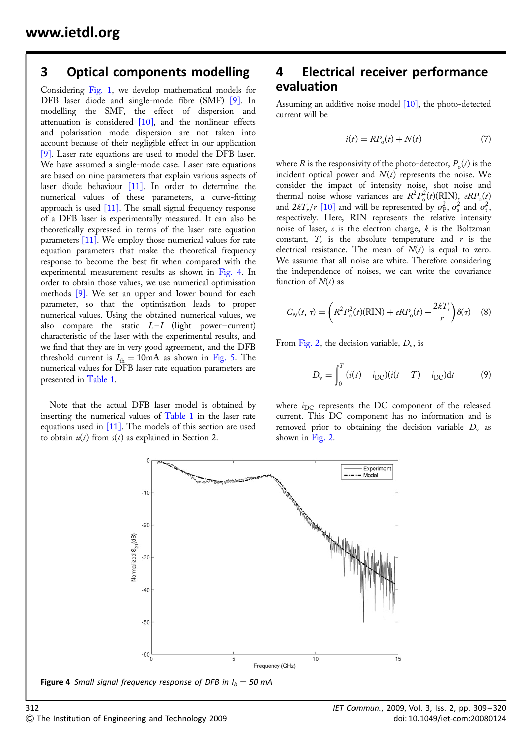## 3 Optical components modelling

Considering Fig. 1, we develop mathematical models for DFB laser diode and single-mode fibre (SMF) [9]. In modelling the SMF, the effect of dispersion and attenuation is considered [10], and the nonlinear effects and polarisation mode dispersion are not taken into account because of their negligible effect in our application [9]. Laser rate equations are used to model the DFB laser. We have assumed a single-mode case. Laser rate equations are based on nine parameters that explain various aspects of laser diode behaviour [11]. In order to determine the numerical values of these parameters, a curve-fitting approach is used [11]. The small signal frequency response of a DFB laser is experimentally measured. It can also be theoretically expressed in terms of the laser rate equation parameters [11]. We employ those numerical values for rate equation parameters that make the theoretical frequency response to become the best fit when compared with the experimental measurement results as shown in Fig. 4. In order to obtain those values, we use numerical optimisation methods [9]. We set an upper and lower bound for each parameter, so that the optimisation leads to proper numerical values. Using the obtained numerical values, we also compare the static $L$–$I$ (light power–current) characteristic of the laser with the experimental results, and we find that they are in very good agreement, and the DFB threshold current is $I_{\text{th}} = 10\text{mA}$ as shown in Fig. 5. The numerical values for DFB laser rate equation parameters are presented in Table 1.

Note that the actual DFB laser model is obtained by inserting the numerical values of Table 1 in the laser rate equations used in [11]. The models of this section are used to obtain $u(t)$ from $s(t)$ as explained in Section 2.

## 4 Electrical receiver performance evaluation

Assuming an additive noise model [10], the photo-detected current will be

$$i(t) = RP_{\text{o}}(t) + N(t) \tag{7}$$

where $R$ is the responsivity of the photo-detector, $P_{\text{o}}(t)$ is the incident optical power and $N(t)$ represents the noise. We consider the impact of intensity noise, shot noise and thermal noise whose variances are $R^2P_{\text{o}}^2(t)(\text{RIN})$, $eRP_{\text{o}}(t)$ and $2kT_r/r$ [10] and will be represented by $\sigma_{\text{P}}^2$, $\sigma_{\text{s}}^2$ and $\sigma_{\text{t}}^2$, respectively. Here, RIN represents the relative intensity noise of laser, $e$ is the electron charge, $k$ is the Boltzman constant, $T_r$ is the absolute temperature and $r$ is the electrical resistance. The mean of $N(t)$ is equal to zero. We assume that all noise are white. Therefore considering the independence of noises, we can write the covariance function of $N(t)$ as

$$C_N(t, \tau) = \left(R^2P_{\text{o}}^2(t)(\text{RIN}) + eRP_{\text{o}}(t) + \frac{2kT_r}{r}\right)\delta(\tau) \tag{8}$$

From Fig. 2, the decision variable, $D_{\text{v}}$, is

$$D_{\text{v}} = \int_0^T (i(t) - i_{\text{DC}})(i(t - T) - i_{\text{DC}})\text{d}t \tag{9}$$

where $i_{\text{DC}}$ represents the DC component of the released current. This DC component has no information and is removed prior to obtaining the decision variable $D_{\text{v}}$ as shown in Fig. 2.

**Figure 4** *Small signal frequency response of DFB in $I_b = 50$ mA*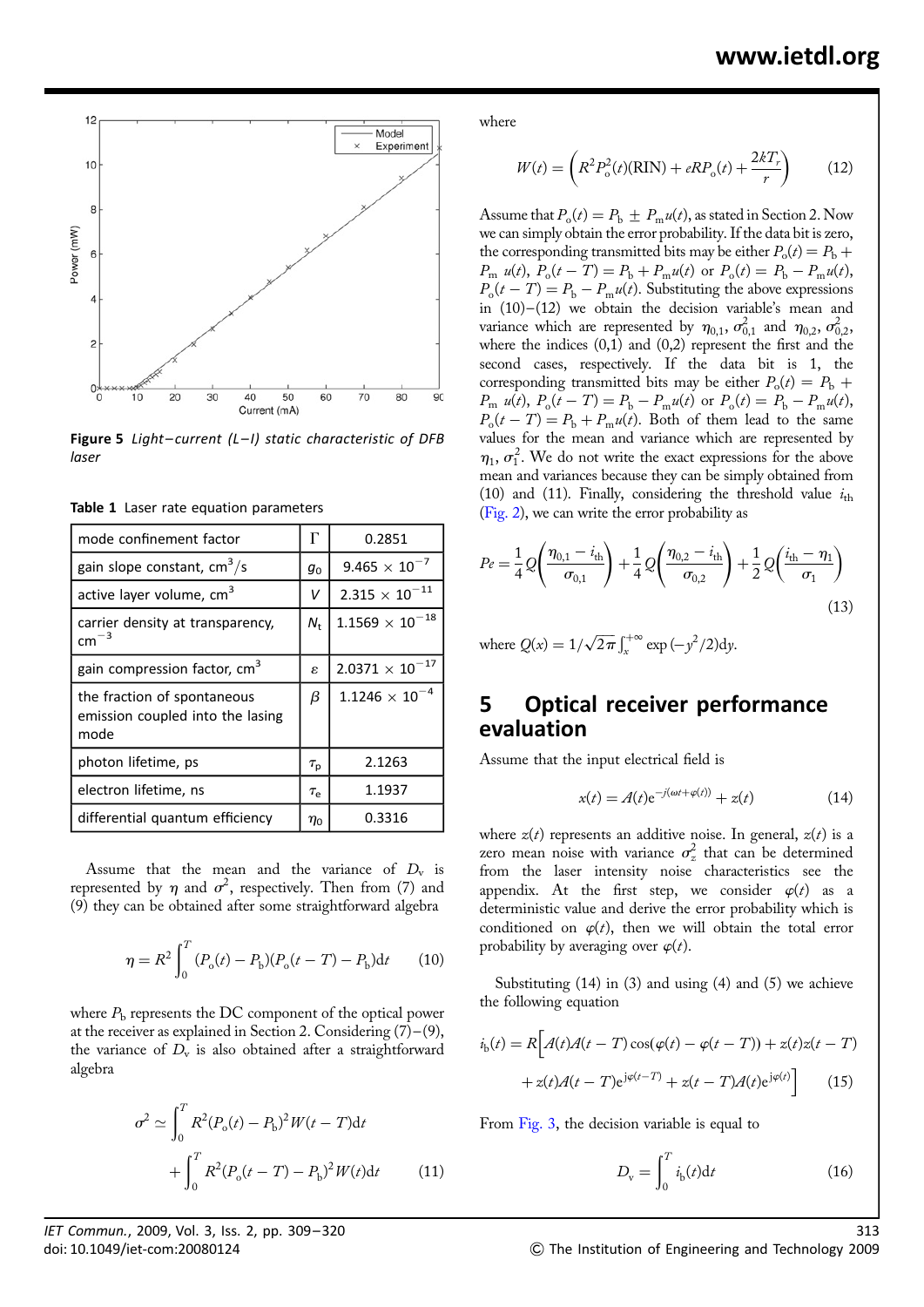Figure 5 *Light–current (L–I) static characteristic of DFB laser*

**Table 1** Laser rate equation parameters

| | | |
|---|---|---|
| mode confinement factor | $\Gamma$ | 0.2851 |
| gain slope constant, $cm^3/s$ | $g_0$ | $9.465 \times 10^{-7}$ |
| active layer volume, $cm^3$ | $V$ | $2.315 \times 10^{-11}$ |
| carrier density at transparency, $cm^{-3}$ | $N_t$ | $1.1569 \times 10^{-18}$ |
| gain compression factor, $cm^3$ | $\varepsilon$ | $2.0371 \times 10^{-17}$ |
| the fraction of spontaneous emission coupled into the lasing mode | $\beta$ | $1.1246 \times 10^{-4}$ |
| photon lifetime, ps | $\tau_p$ | 2.1263 |
| electron lifetime, ns | $\tau_e$ | 1.1937 |
| differential quantum efficiency | $\eta_0$ | 0.3316 |

Assume that the mean and the variance of $D_v$ is represented by $\eta$ and $\sigma^2$, respectively. Then from (7) and (9) they can be obtained after some straightforward algebra

$$\eta = R^2 \int_0^T (P_o(t) - P_b)(P_o(t-T) - P_b)\mathrm{d}t \qquad (10)$$

where $P_b$ represents the DC component of the optical power at the receiver as explained in Section 2. Considering (7)–(9), the variance of $D_v$ is also obtained after a straightforward algebra

$$\sigma^2 \simeq \int_0^T R^2 (P_o(t) - P_b)^2 W(t-T)\mathrm{d}t + \int_0^T R^2 (P_o(t-T) - P_b)^2 W(t)\mathrm{d}t \qquad (11)$$

where

$$W(t) = \left( R^2 P_o^2(t)(\mathrm{RIN}) + eRP_o(t) + \frac{2kT_r}{r} \right) \qquad (12)$$

Assume that $P_o(t) = P_b \pm P_m u(t)$, as stated in Section 2. Now we can simply obtain the error probability. If the data bit is zero, the corresponding transmitted bits may be either $P_o(t) = P_b + P_m u(t)$, $P_o(t-T) = P_b + P_m u(t)$ or $P_o(t) = P_b - P_m u(t)$, $P_o(t-T) = P_b - P_m u(t)$. Substituting the above expressions in (10)–(12) we obtain the decision variable's mean and variance which are represented by $\eta_{0,1}$, $\sigma_{0,1}^2$ and $\eta_{0,2}$, $\sigma_{0,2}^2$, where the indices (0,1) and (0,2) represent the first and the second cases, respectively. If the data bit is 1, the corresponding transmitted bits may be either $P_o(t) = P_b + P_m u(t)$, $P_o(t-T) = P_b - P_m u(t)$ or $P_o(t) = P_b - P_m u(t)$, $P_o(t-T) = P_b + P_m u(t)$. Both of them lead to the same values for the mean and variance which are represented by $\eta_1$, $\sigma_1^2$. We do not write the exact expressions for the above mean and variances because they can be simply obtained from (10) and (11). Finally, considering the threshold value $i_{th}$ (Fig. 2), we can write the error probability as

$$Pe = \frac{1}{4} Q\left( \frac{\eta_{0,1} - i_{th}}{\sigma_{0,1}} \right) + \frac{1}{4} Q\left( \frac{\eta_{0,2} - i_{th}}{\sigma_{0,2}} \right) + \frac{1}{2} Q\left( \frac{i_{th} - \eta_1}{\sigma_1} \right) \qquad (13)$$

where $Q(x) = 1/\sqrt{2\pi} \int_x^{+\infty} \exp(-y^2/2)\mathrm{d}y$.

## 5 Optical receiver performance evaluation

Assume that the input electrical field is

$$x(t) = A(t)\mathrm{e}^{-j(\omega t + \varphi(t))} + z(t) \qquad (14)$$

where $z(t)$ represents an additive noise. In general, $z(t)$ is a zero mean noise with variance $\sigma_z^2$ that can be determined from the laser intensity noise characteristics see the appendix. At the first step, we consider $\varphi(t)$ as a deterministic value and derive the error probability which is conditioned on $\varphi(t)$, then we will obtain the total error probability by averaging over $\varphi(t)$.

Substituting (14) in (3) and using (4) and (5) we achieve the following equation

$$i_b(t) = R\Big[ A(t)A(t-T)\cos(\varphi(t) - \varphi(t-T)) + z(t)z(t-T) + z(t)A(t-T)\mathrm{e}^{j\varphi(t-T)} + z(t-T)A(t)\mathrm{e}^{j\varphi(t)} \Big] \qquad (15)$$

From Fig. 3, the decision variable is equal to

$$D_v = \int_0^T i_b(t)\mathrm{d}t \qquad (16)$$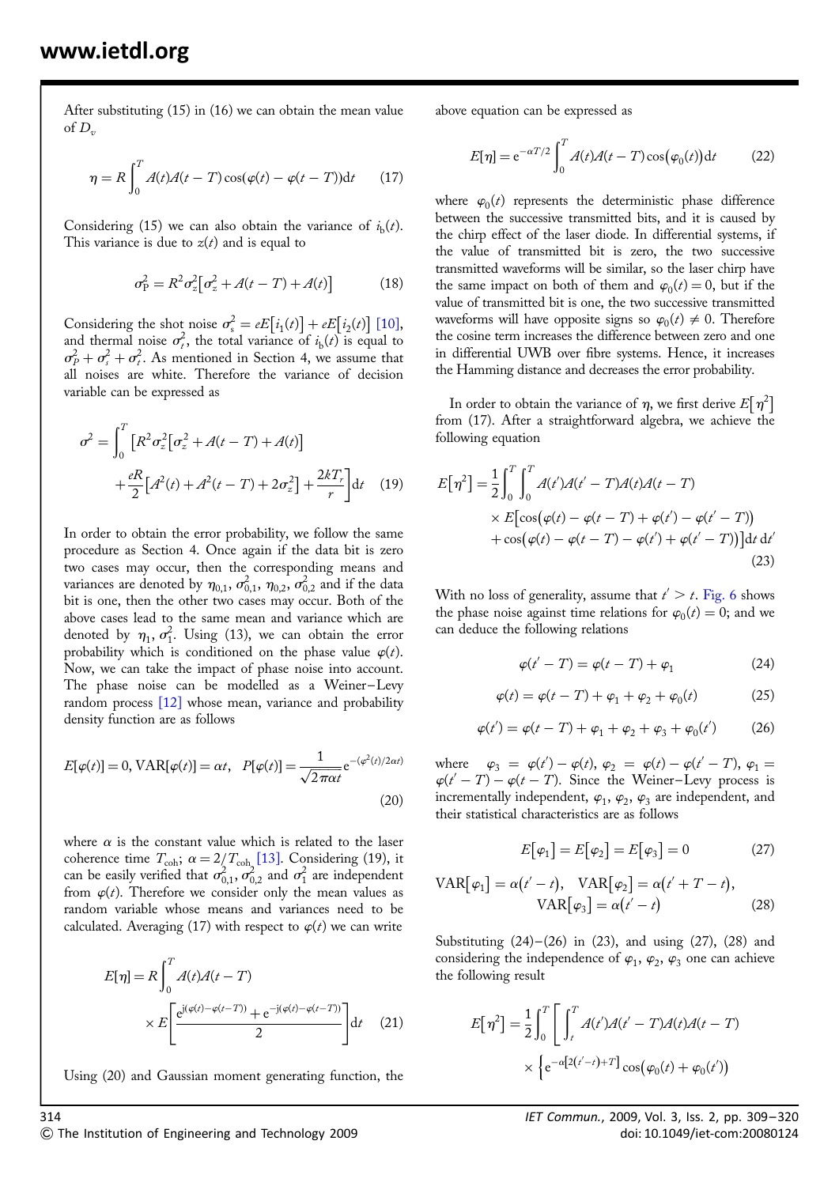After substituting (15) in (16) we can obtain the mean value of $D_v$

$$\eta = R\int_0^T A(t)A(t-T)\cos(\varphi(t)-\varphi(t-T))\mathrm{d}t \quad (17)$$

Considering (15) we can also obtain the variance of $i_b(t)$. This variance is due to $z(t)$ and is equal to

$$\sigma_P^2 = R^2\sigma_z^2\left[\sigma_z^2 + A(t-T) + A(t)\right] \quad (18)$$

Considering the shot noise $\sigma_s^2 = eE\left[i_1(t)\right] + eE\left[i_2(t)\right]$ [10], and thermal noise $\sigma_t^2$, the total variance of $i_b(t)$ is equal to $\sigma_P^2 + \sigma_s^2 + \sigma_t^2$. As mentioned in Section 4, we assume that all noises are white. Therefore the variance of decision variable can be expressed as

$$\sigma^2 = \int_0^T \left[R^2\sigma_z^2\left[\sigma_z^2 + A(t-T) + A(t)\right] + \frac{eR}{2}\left[A^2(t) + A^2(t-T) + 2\sigma_z^2\right] + \frac{2kT_r}{r}\right]\mathrm{d}t \quad (19)$$

In order to obtain the error probability, we follow the same procedure as Section 4. Once again if the data bit is zero two cases may occur, then the corresponding means and variances are denoted by $\eta_{0,1}$, $\sigma_{0,1}^2$, $\eta_{0,2}$, $\sigma_{0,2}^2$ and if the data bit is one, then the other two cases may occur. Both of the above cases lead to the same mean and variance which are denoted by $\eta_1$, $\sigma_1^2$. Using (13), we can obtain the error probability which is conditioned on the phase value $\varphi(t)$. Now, we can take the impact of phase noise into account. The phase noise can be modelled as a Weiner–Levy random process [12] whose mean, variance and probability density function are as follows

$$E[\varphi(t)] = 0,\ \mathrm{VAR}[\varphi(t)] = \alpha t,\quad P[\varphi(t)] = \frac{1}{\sqrt{2\pi\alpha t}}\mathrm{e}^{-(\varphi^2(t)/2\alpha t)} \quad (20)$$

where $\alpha$ is the constant value which is related to the laser coherence time $T_{\mathrm{coh}}$; $\alpha = 2/T_{\mathrm{coh}}$ [13]. Considering (19), it can be easily verified that $\sigma_{0,1}^2$, $\sigma_{0,2}^2$ and $\sigma_1^2$ are independent from $\varphi(t)$. Therefore we consider only the mean values as random variable whose means and variances need to be calculated. Averaging (17) with respect to $\varphi(t)$ we can write

$$E[\eta] = R\int_0^T A(t)A(t-T) \times E\left[\frac{\mathrm{e}^{\mathrm{j}(\varphi(t)-\varphi(t-T))} + \mathrm{e}^{-\mathrm{j}(\varphi(t)-\varphi(t-T))}}{2}\right]\mathrm{d}t \quad (21)$$

Using (20) and Gaussian moment generating function, the above equation can be expressed as

$$E[\eta] = \mathrm{e}^{-\alpha T/2}\int_0^T A(t)A(t-T)\cos(\varphi_0(t))\mathrm{d}t \quad (22)$$

where $\varphi_0(t)$ represents the deterministic phase difference between the successive transmitted bits, and it is caused by the chirp effect of the laser diode. In differential systems, if the value of transmitted bit is zero, the two successive transmitted waveforms will be similar, so the laser chirp have the same impact on both of them and $\varphi_0(t) = 0$, but if the value of transmitted bit is one, the two successive transmitted waveforms will have opposite signs so $\varphi_0(t) \neq 0$. Therefore the cosine term increases the difference between zero and one in differential UWB over fibre systems. Hence, it increases the Hamming distance and decreases the error probability.

In order to obtain the variance of $\eta$, we first derive $E\left[\eta^2\right]$ from (17). After a straightforward algebra, we achieve the following equation

$$E\left[\eta^2\right] = \frac{1}{2}\int_0^T\int_0^T A(t')A(t'-T)A(t)A(t-T) \times E\big[\cos\big(\varphi(t)-\varphi(t-T)+\varphi(t')-\varphi(t'-T)\big) + \cos\big(\varphi(t)-\varphi(t-T)-\varphi(t')+\varphi(t'-T)\big)\big]\mathrm{d}t\,\mathrm{d}t' \quad (23)$$

With no loss of generality, assume that $t' > t$. Fig. 6 shows the phase noise against time relations for $\varphi_0(t) = 0$; and we can deduce the following relations

$$\varphi(t'-T) = \varphi(t-T) + \varphi_1 \quad (24)$$

$$\varphi(t) = \varphi(t-T) + \varphi_1 + \varphi_2 + \varphi_0(t) \quad (25)$$

$$\varphi(t') = \varphi(t-T) + \varphi_1 + \varphi_2 + \varphi_3 + \varphi_0(t') \quad (26)$$

where $\varphi_3 = \varphi(t') - \varphi(t)$, $\varphi_2 = \varphi(t) - \varphi(t'-T)$, $\varphi_1 = \varphi(t'-T) - \varphi(t-T)$. Since the Weiner–Levy process is incrementally independent, $\varphi_1$, $\varphi_2$, $\varphi_3$ are independent, and their statistical characteristics are as follows

$$E\left[\varphi_1\right] = E\left[\varphi_2\right] = E\left[\varphi_3\right] = 0 \quad (27)$$

$$\mathrm{VAR}\left[\varphi_1\right] = \alpha(t'-t),\quad \mathrm{VAR}\left[\varphi_2\right] = \alpha(t'+T-t),\quad \mathrm{VAR}\left[\varphi_3\right] = \alpha(t'-t) \quad (28)$$

Substituting (24)–(26) in (23), and using (27), (28) and considering the independence of $\varphi_1$, $\varphi_2$, $\varphi_3$ one can achieve the following result

$$E\left[\eta^2\right] = \frac{1}{2}\int_0^T\left[\int_t^T A(t')A(t'-T)A(t)A(t-T) \times \left\{\mathrm{e}^{-\alpha[2(t'-t)+T]}\cos(\varphi_0(t)+\varphi_0(t'))\right.\right.$$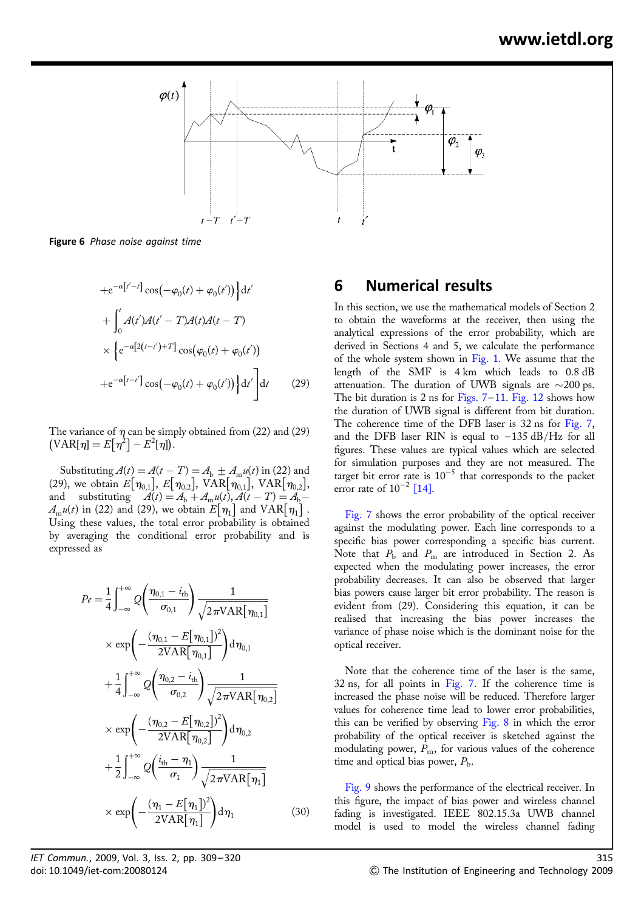Figure 6 *Phase noise against time*

$$
+\mathrm{e}^{-\alpha[t'-t]}\cos\left(-\varphi_0(t)+\varphi_0(t')\right)\Big\}\mathrm{d}t'
$$

$$
+\int_0^t A(t')A(t'-T)A(t)A(t-T)
$$

$$
\times\left\{\mathrm{e}^{-\alpha[2(t-t')+T]}\cos\left(\varphi_0(t)+\varphi_0(t')\right)\right.
$$

$$
\left.+\mathrm{e}^{-\alpha[t-t']}\cos\left(-\varphi_0(t)+\varphi_0(t')\right)\right\}\mathrm{d}t'\Bigg]\mathrm{d}t \qquad (29)
$$

The variance of $\eta$ can be simply obtained from (22) and (29) $(\mathrm{VAR}[\eta]=E[\eta^2]-E^2[\eta])$.

Substituting $A(t)=A(t-T)=A_\mathrm{b}\pm A_\mathrm{m}u(t)$ in (22) and (29), we obtain $E[\eta_{0,1}]$, $E[\eta_{0,2}]$, $\mathrm{VAR}[\eta_{0,1}]$, $\mathrm{VAR}[\eta_{0,2}]$, and substituting $A(t)=A_\mathrm{b}+A_\mathrm{m}u(t)$, $A(t-T)=A_\mathrm{b}-A_\mathrm{m}u(t)$ in (22) and (29), we obtain $E[\eta_1]$ and $\mathrm{VAR}[\eta_1]$. Using these values, the total error probability is obtained by averaging the conditional error probability and is expressed as

$$
\begin{aligned}
Pe=&\frac{1}{4}\int_{-\infty}^{+\infty}Q\left(\frac{\eta_{0,1}-i_\mathrm{th}}{\sigma_{0,1}}\right)\frac{1}{\sqrt{2\pi\mathrm{VAR}[\eta_{0,1}]}}\\
&\times\exp\left(-\frac{(\eta_{0,1}-E[\eta_{0,1}])^2}{2\mathrm{VAR}[\eta_{0,1}]}\right)\mathrm{d}\eta_{0,1}\\
&+\frac{1}{4}\int_{-\infty}^{+\infty}Q\left(\frac{\eta_{0,2}-i_\mathrm{th}}{\sigma_{0,2}}\right)\frac{1}{\sqrt{2\pi\mathrm{VAR}[\eta_{0,2}]}}\\
&\times\exp\left(-\frac{(\eta_{0,2}-E[\eta_{0,2}])^2}{2\mathrm{VAR}[\eta_{0,2}]}\right)\mathrm{d}\eta_{0,2}\\
&+\frac{1}{2}\int_{-\infty}^{+\infty}Q\left(\frac{i_\mathrm{th}-\eta_1}{\sigma_1}\right)\frac{1}{\sqrt{2\pi\mathrm{VAR}[\eta_1]}}\\
&\times\exp\left(-\frac{(\eta_1-E[\eta_1])^2}{2\mathrm{VAR}[\eta_1]}\right)\mathrm{d}\eta_1
\end{aligned}\qquad (30)
$$

## 6 Numerical results

In this section, we use the mathematical models of Section 2 to obtain the waveforms at the receiver, then using the analytical expressions of the error probability, which are derived in Sections 4 and 5, we calculate the performance of the whole system shown in Fig. 1. We assume that the length of the SMF is 4 km which leads to 0.8 dB attenuation. The duration of UWB signals are $\sim$200 ps. The bit duration is 2 ns for Figs. 7–11. Fig. 12 shows how the duration of UWB signal is different from bit duration. The coherence time of the DFB laser is 32 ns for Fig. 7, and the DFB laser RIN is equal to $-135$ dB/Hz for all figures. These values are typical values which are selected for simulation purposes and they are not measured. The target bit error rate is $10^{-5}$ that corresponds to the packet error rate of $10^{-2}$ [14].

Fig. 7 shows the error probability of the optical receiver against the modulating power. Each line corresponds to a specific bias power corresponding a specific bias current. Note that $P_\mathrm{b}$ and $P_\mathrm{m}$ are introduced in Section 2. As expected when the modulating power increases, the error probability decreases. It can also be observed that larger bias powers cause larger bit error probability. The reason is evident from (29). Considering this equation, it can be realised that increasing the bias power increases the variance of phase noise which is the dominant noise for the optical receiver.

Note that the coherence time of the laser is the same, 32 ns, for all points in Fig. 7. If the coherence time is increased the phase noise will be reduced. Therefore larger values for coherence time lead to lower error probabilities, this can be verified by observing Fig. 8 in which the error probability of the optical receiver is sketched against the modulating power, $P_\mathrm{m}$, for various values of the coherence time and optical bias power, $P_\mathrm{b}$.

Fig. 9 shows the performance of the electrical receiver. In this figure, the impact of bias power and wireless channel fading is investigated. IEEE 802.15.3a UWB channel model is used to model the wireless channel fading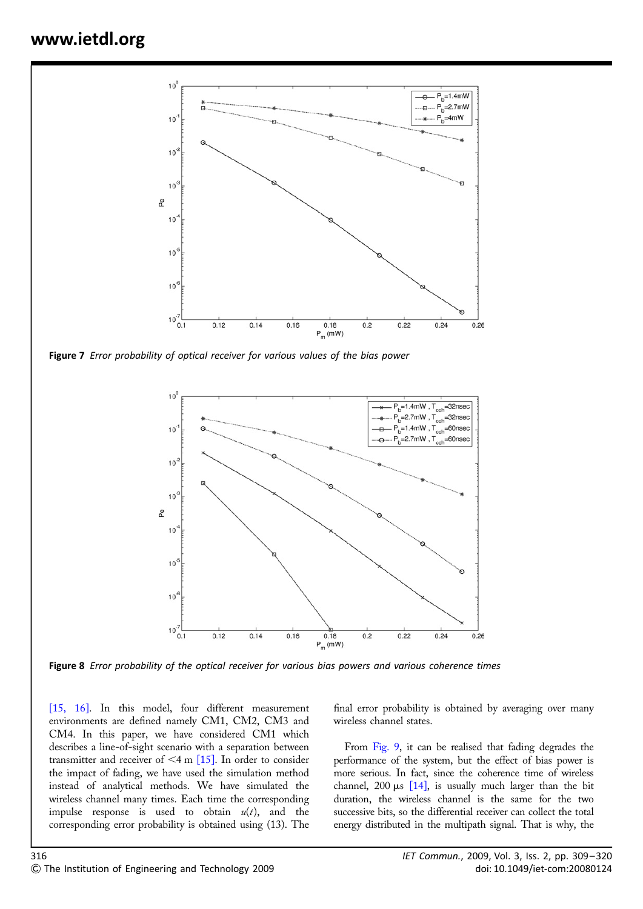Figure 7 *Error probability of optical receiver for various values of the bias power*

Figure 8 *Error probability of the optical receiver for various bias powers and various coherence times*

[15, 16]. In this model, four different measurement environments are defined namely CM1, CM2, CM3 and CM4. In this paper, we have considered CM1 which describes a line-of-sight scenario with a separation between transmitter and receiver of <4 m [15]. In order to consider the impact of fading, we have used the simulation method instead of analytical methods. We have simulated the wireless channel many times. Each time the corresponding impulse response is used to obtain $u(t)$, and the corresponding error probability is obtained using (13). The final error probability is obtained by averaging over many wireless channel states.

From Fig. 9, it can be realised that fading degrades the performance of the system, but the effect of bias power is more serious. In fact, since the coherence time of wireless channel, 200 μs [14], is usually much larger than the bit duration, the wireless channel is the same for the two successive bits, so the differential receiver can collect the total energy distributed in the multipath signal. That is why, the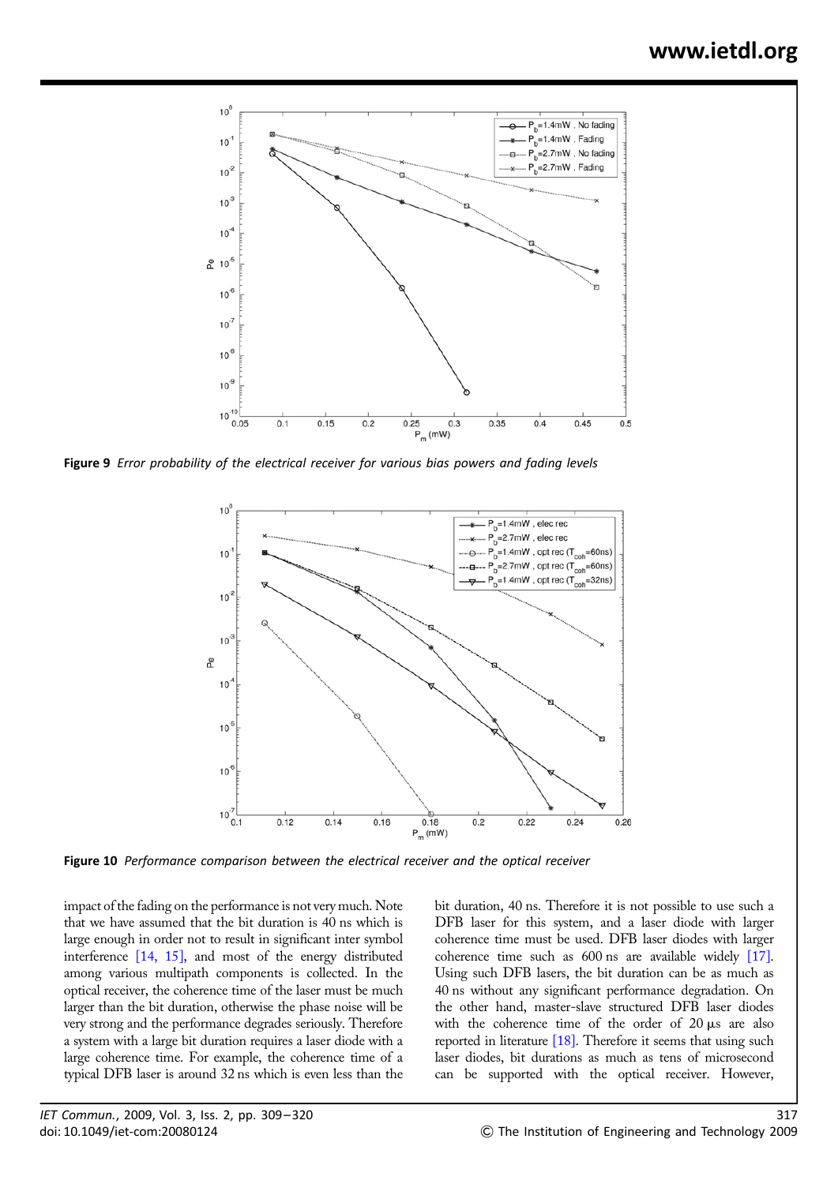**Figure 9** *Error probability of the electrical receiver for various bias powers and fading levels*

**Figure 10** *Performance comparison between the electrical receiver and the optical receiver*

impact of the fading on the performance is not very much. Note that we have assumed that the bit duration is 40 ns which is large enough in order not to result in significant inter symbol interference [14, 15], and most of the energy distributed among various multipath components is collected. In the optical receiver, the coherence time of the laser must be much larger than the bit duration, otherwise the phase noise will be very strong and the performance degrades seriously. Therefore a system with a large bit duration requires a laser diode with a large coherence time. For example, the coherence time of a typical DFB laser is around 32 ns which is even less than the bit duration, 40 ns. Therefore it is not possible to use such a DFB laser for this system, and a laser diode with larger coherence time must be used. DFB laser diodes with larger coherence time such as 600 ns are available widely [17]. Using such DFB lasers, the bit duration can be as much as 40 ns without any significant performance degradation. On the other hand, master-slave structured DFB laser diodes with the coherence time of the order of 20 μs are also reported in literature [18]. Therefore it seems that using such laser diodes, bit durations as much as tens of microsecond can be supported with the optical receiver. However,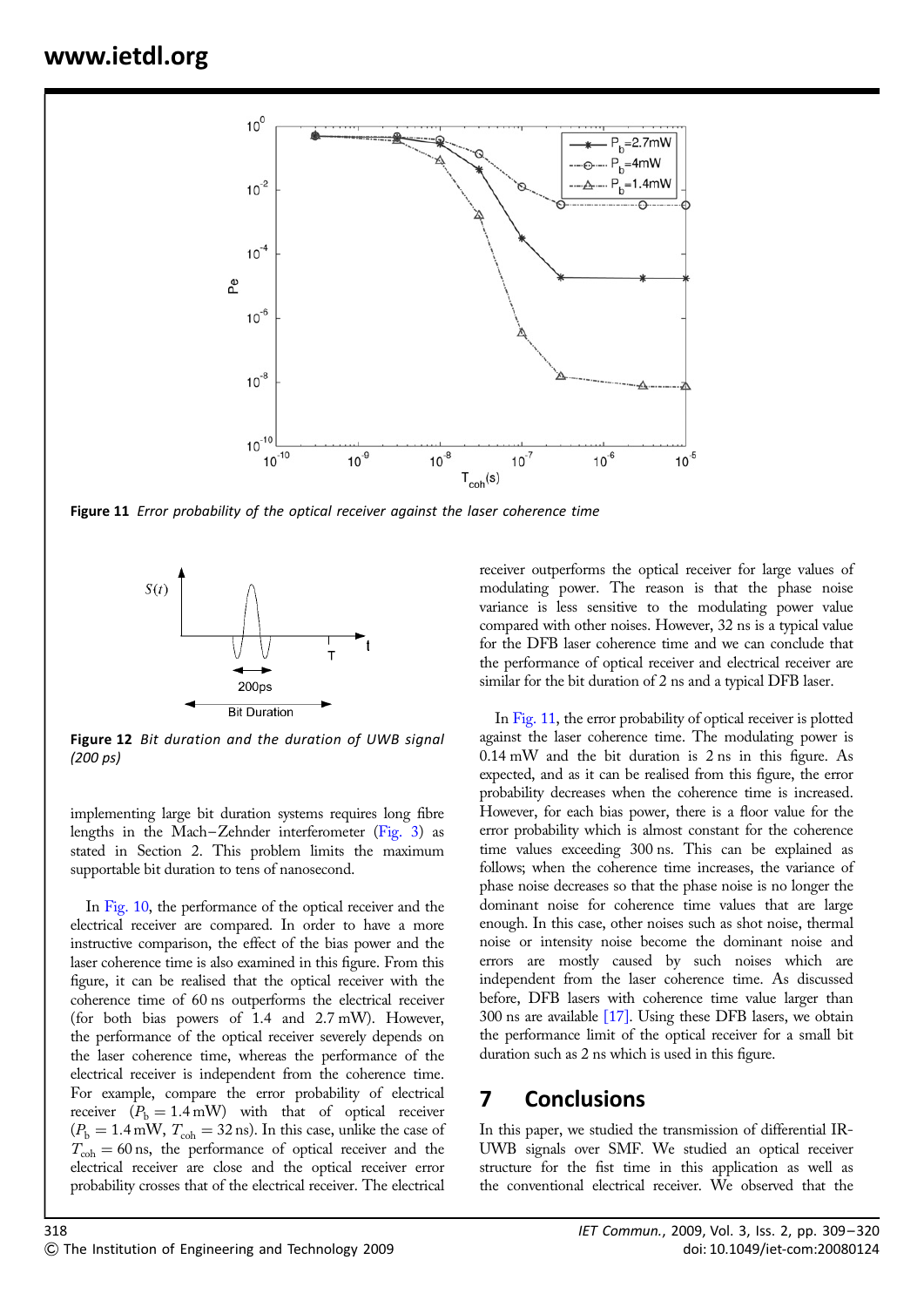Figure 11 *Error probability of the optical receiver against the laser coherence time*

Figure 12 *Bit duration and the duration of UWB signal (200 ps)*

implementing large bit duration systems requires long fibre lengths in the Mach–Zehnder interferometer (Fig. 3) as stated in Section 2. This problem limits the maximum supportable bit duration to tens of nanosecond.

In Fig. 10, the performance of the optical receiver and the electrical receiver are compared. In order to have a more instructive comparison, the effect of the bias power and the laser coherence time is also examined in this figure. From this figure, it can be realised that the optical receiver with the coherence time of 60 ns outperforms the electrical receiver (for both bias powers of 1.4 and 2.7 mW). However, the performance of the optical receiver severely depends on the laser coherence time, whereas the performance of the electrical receiver is independent from the coherence time. For example, compare the error probability of electrical receiver ($P_b = 1.4$ mW) with that of optical receiver ($P_b = 1.4$ mW, $T_{coh} = 32$ ns). In this case, unlike the case of $T_{coh} = 60$ ns, the performance of optical receiver and the electrical receiver are close and the optical receiver error probability crosses that of the electrical receiver. The electrical receiver outperforms the optical receiver for large values of modulating power. The reason is that the phase noise variance is less sensitive to the modulating power value compared with other noises. However, 32 ns is a typical value for the DFB laser coherence time and we can conclude that the performance of optical receiver and electrical receiver are similar for the bit duration of 2 ns and a typical DFB laser.

In Fig. 11, the error probability of optical receiver is plotted against the laser coherence time. The modulating power is 0.14 mW and the bit duration is 2 ns in this figure. As expected, and as it can be realised from this figure, the error probability decreases when the coherence time is increased. However, for each bias power, there is a floor value for the error probability which is almost constant for the coherence time values exceeding 300 ns. This can be explained as follows; when the coherence time increases, the variance of phase noise decreases so that the phase noise is no longer the dominant noise for coherence time values that are large enough. In this case, other noises such as shot noise, thermal noise or intensity noise become the dominant noise and errors are mostly caused by such noises which are independent from the laser coherence time. As discussed before, DFB lasers with coherence time value larger than 300 ns are available [17]. Using these DFB lasers, we obtain the performance limit of the optical receiver for a small bit duration such as 2 ns which is used in this figure.

## 7 Conclusions

In this paper, we studied the transmission of differential IR-UWB signals over SMF. We studied an optical receiver structure for the fist time in this application as well as the conventional electrical receiver. We observed that the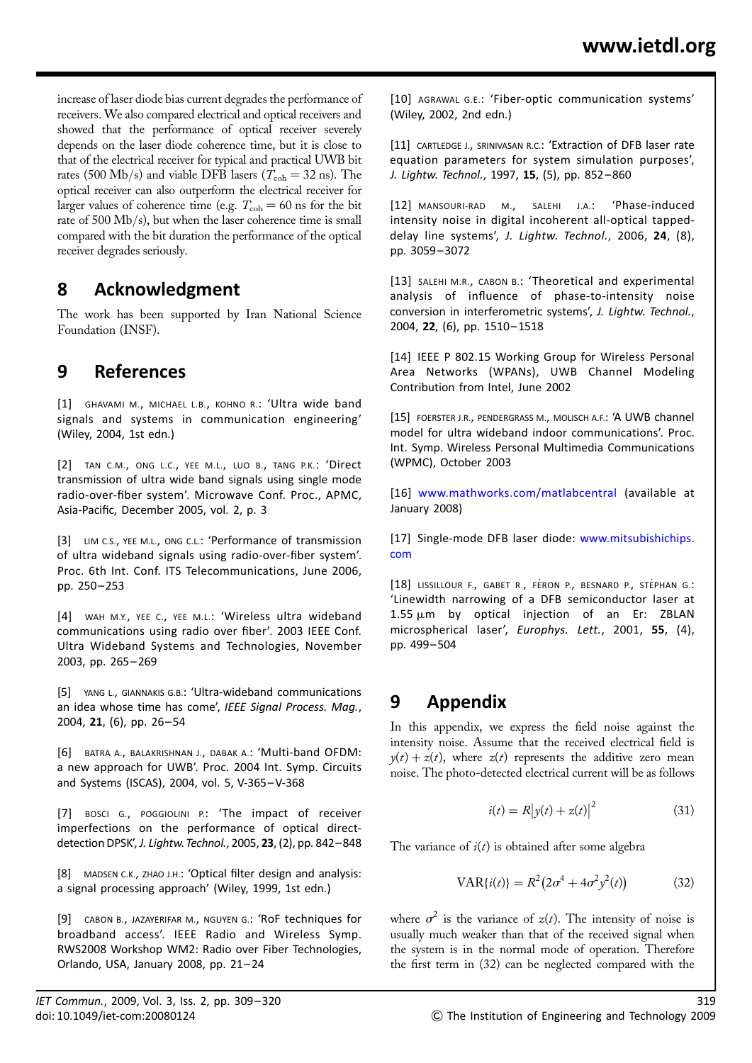increase of laser diode bias current degrades the performance of receivers. We also compared electrical and optical receivers and showed that the performance of optical receiver severely depends on the laser diode coherence time, but it is close to that of the electrical receiver for typical and practical UWB bit rates (500 Mb/s) and viable DFB lasers ($T_{coh} = 32$ ns). The optical receiver can also outperform the electrical receiver for larger values of coherence time (e.g. $T_{coh} = 60$ ns for the bit rate of 500 Mb/s), but when the laser coherence time is small compared with the bit duration the performance of the optical receiver degrades seriously.

## 8 Acknowledgment

The work has been supported by Iran National Science Foundation (INSF).

## 9 References

[1] GHAVAMI M., MICHAEL L.B., KOHNO R.: 'Ultra wide band signals and systems in communication engineering' (Wiley, 2004, 1st edn.)

[2] TAN C.M., ONG L.C., YEE M.L., LUO B., TANG P.K.: 'Direct transmission of ultra wide band signals using single mode radio-over-fiber system'. Microwave Conf. Proc., APMC, Asia-Pacific, December 2005, vol. 2, p. 3

[3] LIM C.S., YEE M.L., ONG C.L.: 'Performance of transmission of ultra wideband signals using radio-over-fiber system'. Proc. 6th Int. Conf. ITS Telecommunications, June 2006, pp. 250–253

[4] WAH M.Y., YEE C., YEE M.L.: 'Wireless ultra wideband communications using radio over fiber'. 2003 IEEE Conf. Ultra Wideband Systems and Technologies, November 2003, pp. 265–269

[5] YANG L., GIANNAKIS G.B.: 'Ultra-wideband communications an idea whose time has come', *IEEE Signal Process. Mag.*, 2004, **21**, (6), pp. 26–54

[6] BATRA A., BALAKRISHNAN J., DABAK A.: 'Multi-band OFDM: a new approach for UWB'. Proc. 2004 Int. Symp. Circuits and Systems (ISCAS), 2004, vol. 5, V-365–V-368

[7] BOSCI G., POGGIOLINI P.: 'The impact of receiver imperfections on the performance of optical direct-detection DPSK', *J. Lightw. Technol.*, 2005, **23**, (2), pp. 842–848

[8] MADSEN C.K., ZHAO J.H.: 'Optical filter design and analysis: a signal processing approach' (Wiley, 1999, 1st edn.)

[9] CABON B., JAZAYERIFAR M., NGUYEN G.: 'RoF techniques for broadband access'. IEEE Radio and Wireless Symp. RWS2008 Workshop WM2: Radio over Fiber Technologies, Orlando, USA, January 2008, pp. 21–24

[10] AGRAWAL G.E.: 'Fiber-optic communication systems' (Wiley, 2002, 2nd edn.)

[11] CARTLEDGE J., SRINIVASAN R.C.: 'Extraction of DFB laser rate equation parameters for system simulation purposes', *J. Lightw. Technol.*, 1997, **15**, (5), pp. 852–860

[12] MANSOURI-RAD M., SALEHI J.A.: 'Phase-induced intensity noise in digital incoherent all-optical tapped-delay line systems', *J. Lightw. Technol.*, 2006, **24**, (8), pp. 3059–3072

[13] SALEHI M.R., CABON B.: 'Theoretical and experimental analysis of influence of phase-to-intensity noise conversion in interferometric systems', *J. Lightw. Technol.*, 2004, **22**, (6), pp. 1510–1518

[14] IEEE P 802.15 Working Group for Wireless Personal Area Networks (WPANs), UWB Channel Modeling Contribution from Intel, June 2002

[15] FOERSTER J.R., PENDERGRASS M., MOLISCH A.F.: 'A UWB channel model for ultra wideband indoor communications'. Proc. Int. Symp. Wireless Personal Multimedia Communications (WPMC), October 2003

[16] www.mathworks.com/matlabcentral (available at January 2008)

[17] Single-mode DFB laser diode: www.mitsubishichips.com

[18] LISSILLOUR F., GABET R., FÉRON P., BESNARD P., STÉPHAN G.: 'Linewidth narrowing of a DFB semiconductor laser at 1.55 μm by optical injection of an Er: ZBLAN microspherical laser', *Europhys. Lett.*, 2001, **55**, (4), pp. 499–504

## 9 Appendix

In this appendix, we express the field noise against the intensity noise. Assume that the received electrical field is $y(t) + z(t)$, where $z(t)$ represents the additive zero mean noise. The photo-detected electrical current will be as follows

$$i(t) = R\left|y(t) + z(t)\right|^2 \tag{31}$$

The variance of $i(t)$ is obtained after some algebra

$$\text{VAR}\{i(t)\} = R^2\left(2\sigma^4 + 4\sigma^2 y^2(t)\right) \tag{32}$$

where $\sigma^2$ is the variance of $z(t)$. The intensity of noise is usually much weaker than that of the received signal when the system is in the normal mode of operation. Therefore the first term in (32) can be neglected compared with the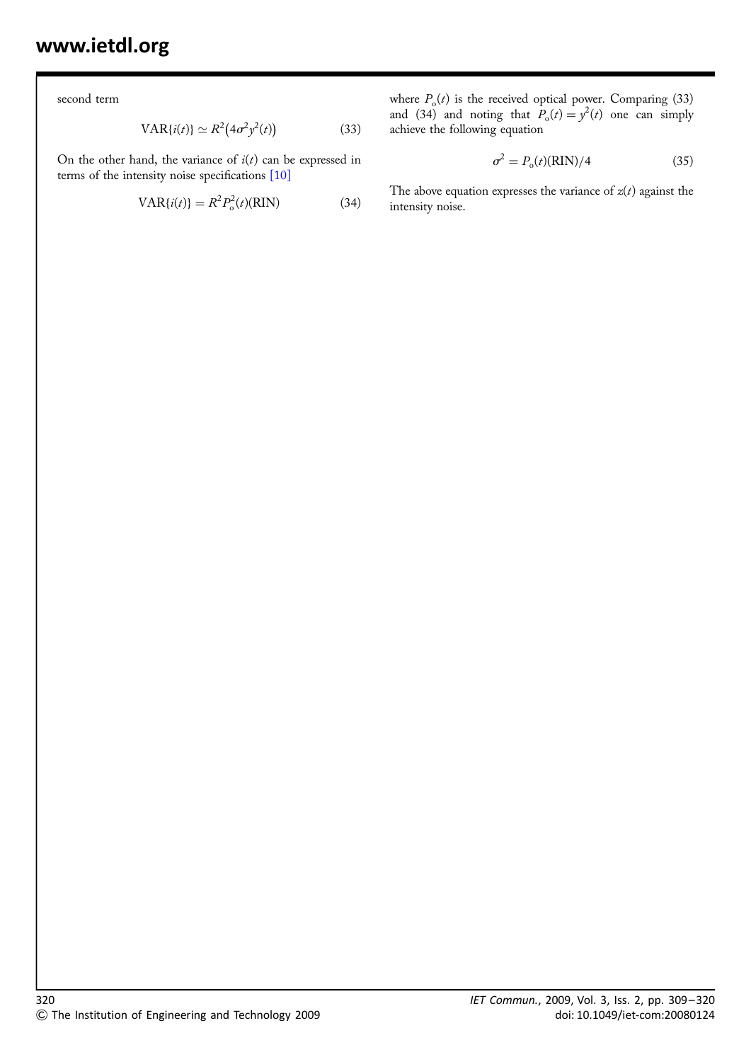second term

$$\mathrm{VAR}\{i(t)\} \simeq R^2\big(4\sigma^2 y^2(t)\big) \tag{33}$$

On the other hand, the variance of $i(t)$ can be expressed in terms of the intensity noise specifications [10]

$$\mathrm{VAR}\{i(t)\} = R^2 P_\mathrm{o}^2(t)(\mathrm{RIN}) \tag{34}$$

where $P_\mathrm{o}(t)$ is the received optical power. Comparing (33) and (34) and noting that $P_\mathrm{o}(t) = y^2(t)$ one can simply achieve the following equation

$$\sigma^2 = P_\mathrm{o}(t)(\mathrm{RIN})/4 \tag{35}$$

The above equation expresses the variance of $z(t)$ against the intensity noise.